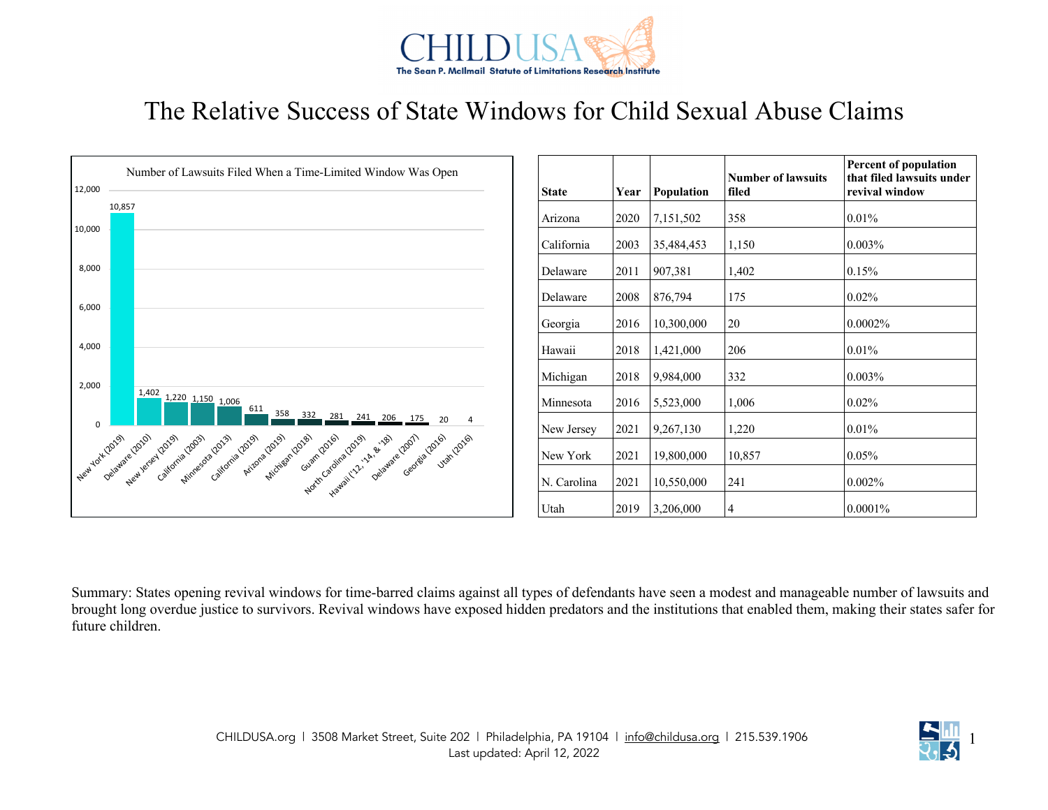CHILDUSA
The Sean P. McIlmail Statute of Limitations Research Institute

# The Relative Success of State Windows for Child Sexual Abuse Claims

Number of Lawsuits Filed When a Time-Limited Window Was Open

| State (Year) | Number of Lawsuits |
|---|---|
| New York (2019) | 10,857 |
| Delaware (2010) | 1,402 |
| New Jersey (2019) | 1,220 |
| California (2003) | 1,150 |
| Minnesota (2013) | 1,006 |
| California (2019) | 611 |
| Arizona (2019) | 358 |
| Michigan (2018) | 332 |
| Guam (2016) | 281 |
| North Carolina (2019) | 241 |
| Hawaii ('12, '14, & '18) | 206 |
| Delaware (2007) | 175 |
| Georgia (2016) | 20 |
| Utah (2016) | 4 |

| State | Year | Population | Number of lawsuits filed | Percent of population that filed lawsuits under revival window |
|---|---|---|---|---|
| Arizona | 2020 | 7,151,502 | 358 | 0.01% |
| California | 2003 | 35,484,453 | 1,150 | 0.003% |
| Delaware | 2011 | 907,381 | 1,402 | 0.15% |
| Delaware | 2008 | 876,794 | 175 | 0.02% |
| Georgia | 2016 | 10,300,000 | 20 | 0.0002% |
| Hawaii | 2018 | 1,421,000 | 206 | 0.01% |
| Michigan | 2018 | 9,984,000 | 332 | 0.003% |
| Minnesota | 2016 | 5,523,000 | 1,006 | 0.02% |
| New Jersey | 2021 | 9,267,130 | 1,220 | 0.01% |
| New York | 2021 | 19,800,000 | 10,857 | 0.05% |
| N. Carolina | 2021 | 10,550,000 | 241 | 0.002% |
| Utah | 2019 | 3,206,000 | 4 | 0.0001% |

Summary: States opening revival windows for time-barred claims against all types of defendants have seen a modest and manageable number of lawsuits and brought long overdue justice to survivors. Revival windows have exposed hidden predators and the institutions that enabled them, making their states safer for future children.

CHILDUSA.org | 3508 Market Street, Suite 202 | Philadelphia, PA 19104 | info@childusa.org | 215.539.1906
Last updated: April 12, 2022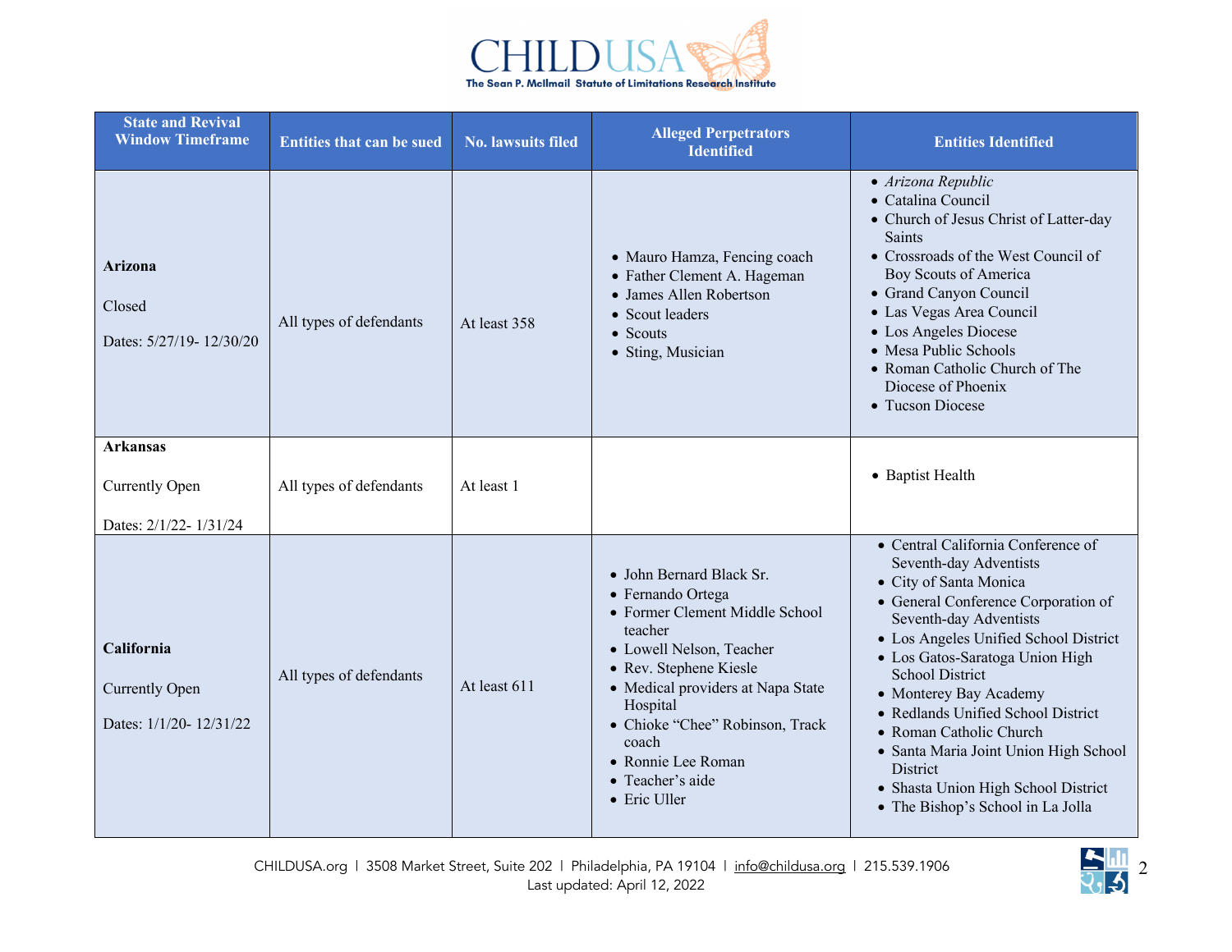| State and Revival Window Timeframe | Entities that can be sued | No. lawsuits filed | Alleged Perpetrators Identified | Entities Identified |
|---|---|---|---|---|
| **Arizona**<br><br>Closed<br><br>Dates: 5/27/19- 12/30/20 | All types of defendants | At least 358 | • Mauro Hamza, Fencing coach<br>• Father Clement A. Hageman<br>• James Allen Robertson<br>• Scout leaders<br>• Scouts<br>• Sting, Musician | • *Arizona Republic*<br>• Catalina Council<br>• Church of Jesus Christ of Latter-day Saints<br>• Crossroads of the West Council of Boy Scouts of America<br>• Grand Canyon Council<br>• Las Vegas Area Council<br>• Los Angeles Diocese<br>• Mesa Public Schools<br>• Roman Catholic Church of The Diocese of Phoenix<br>• Tucson Diocese |
| **Arkansas**<br><br>Currently Open<br><br>Dates: 2/1/22- 1/31/24 | All types of defendants | At least 1 | | • Baptist Health |
| **California**<br><br>Currently Open<br><br>Dates: 1/1/20- 12/31/22 | All types of defendants | At least 611 | • John Bernard Black Sr.<br>• Fernando Ortega<br>• Former Clement Middle School teacher<br>• Lowell Nelson, Teacher<br>• Rev. Stephene Kiesle<br>• Medical providers at Napa State Hospital<br>• Chioke "Chee" Robinson, Track coach<br>• Ronnie Lee Roman<br>• Teacher's aide<br>• Eric Uller | • Central California Conference of Seventh-day Adventists<br>• City of Santa Monica<br>• General Conference Corporation of Seventh-day Adventists<br>• Los Angeles Unified School District<br>• Los Gatos-Saratoga Union High School District<br>• Monterey Bay Academy<br>• Redlands Unified School District<br>• Roman Catholic Church<br>• Santa Maria Joint Union High School District<br>• Shasta Union High School District<br>• The Bishop's School in La Jolla |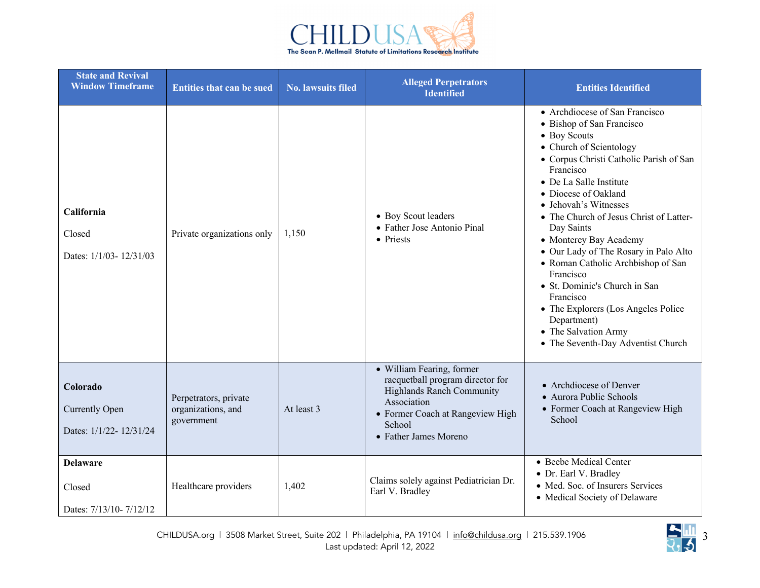| State and Revival Window Timeframe | Entities that can be sued | No. lawsuits filed | Alleged Perpetrators Identified | Entities Identified |
|---|---|---|---|---|
| **California**<br><br>Closed<br><br>Dates: 1/1/03- 12/31/03 | Private organizations only | 1,150 | • Boy Scout leaders<br>• Father Jose Antonio Pinal<br>• Priests | • Archdiocese of San Francisco<br>• Bishop of San Francisco<br>• Boy Scouts<br>• Church of Scientology<br>• Corpus Christi Catholic Parish of San Francisco<br>• De La Salle Institute<br>• Diocese of Oakland<br>• Jehovah's Witnesses<br>• The Church of Jesus Christ of Latter-Day Saints<br>• Monterey Bay Academy<br>• Our Lady of The Rosary in Palo Alto<br>• Roman Catholic Archbishop of San Francisco<br>• St. Dominic's Church in San Francisco<br>• The Explorers (Los Angeles Police Department)<br>• The Salvation Army<br>• The Seventh-Day Adventist Church |
| **Colorado**<br><br>Currently Open<br><br>Dates: 1/1/22- 12/31/24 | Perpetrators, private organizations, and government | At least 3 | • William Fearing, former racquetball program director for Highlands Ranch Community Association<br>• Former Coach at Rangeview High School<br>• Father James Moreno | • Archdiocese of Denver<br>• Aurora Public Schools<br>• Former Coach at Rangeview High School |
| **Delaware**<br><br>Closed<br><br>Dates: 7/13/10- 7/12/12 | Healthcare providers | 1,402 | Claims solely against Pediatrician Dr. Earl V. Bradley | • Beebe Medical Center<br>• Dr. Earl V. Bradley<br>• Med. Soc. of Insurers Services<br>• Medical Society of Delaware |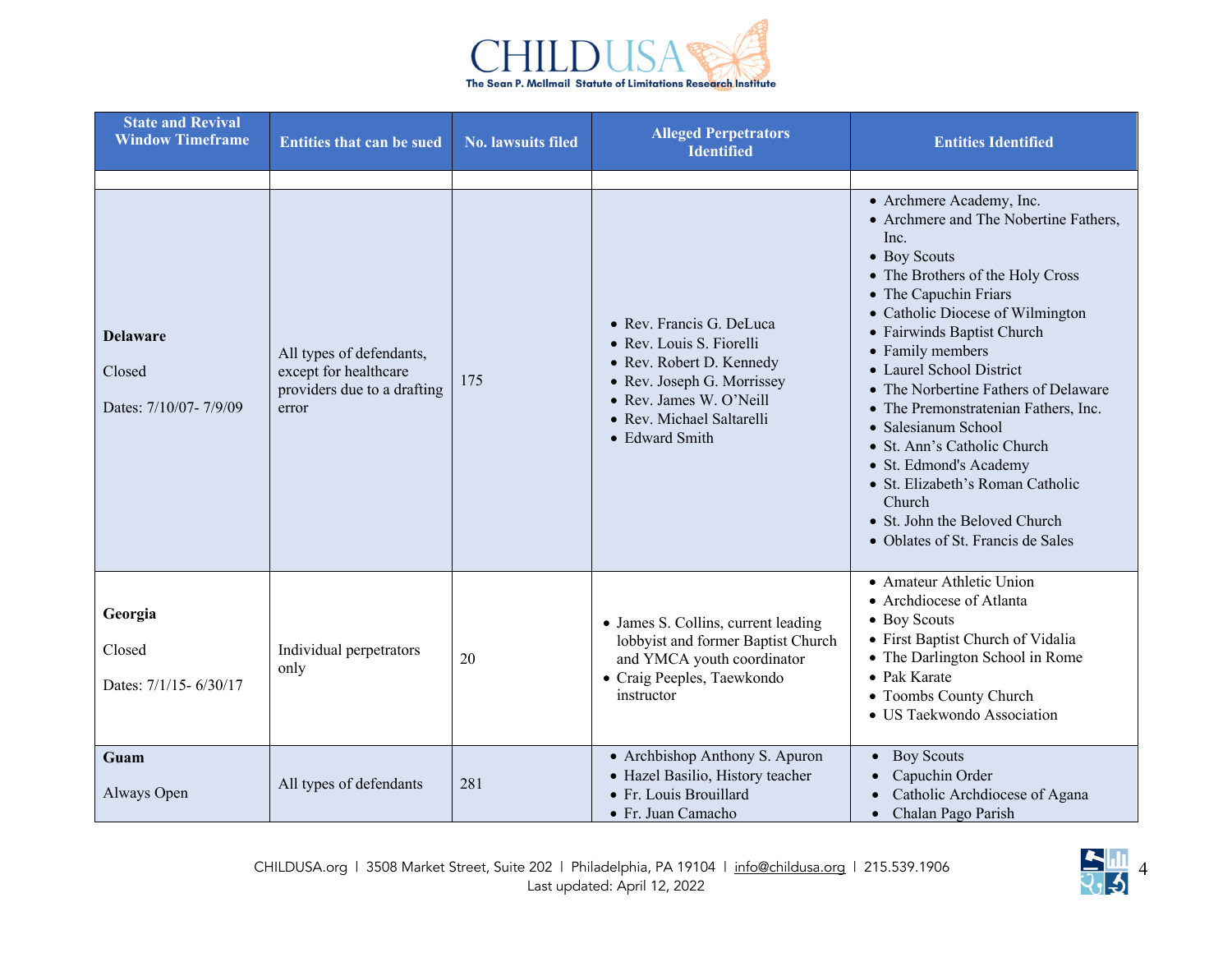| State and Revival Window Timeframe | Entities that can be sued | No. lawsuits filed | Alleged Perpetrators Identified | Entities Identified |
|---|---|---|---|---|
| | | | | |
| **Delaware**<br><br>Closed<br><br>Dates: 7/10/07- 7/9/09 | All types of defendants, except for healthcare providers due to a drafting error | 175 | • Rev. Francis G. DeLuca<br>• Rev. Louis S. Fiorelli<br>• Rev. Robert D. Kennedy<br>• Rev. Joseph G. Morrissey<br>• Rev. James W. O'Neill<br>• Rev. Michael Saltarelli<br>• Edward Smith | • Archmere Academy, Inc.<br>• Archmere and The Nobertine Fathers, Inc.<br>• Boy Scouts<br>• The Brothers of the Holy Cross<br>• The Capuchin Friars<br>• Catholic Diocese of Wilmington<br>• Fairwinds Baptist Church<br>• Family members<br>• Laurel School District<br>• The Norbertine Fathers of Delaware<br>• The Premonstratenian Fathers, Inc.<br>• Salesianum School<br>• St. Ann's Catholic Church<br>• St. Edmond's Academy<br>• St. Elizabeth's Roman Catholic Church<br>• St. John the Beloved Church<br>• Oblates of St. Francis de Sales |
| **Georgia**<br><br>Closed<br><br>Dates: 7/1/15- 6/30/17 | Individual perpetrators only | 20 | • James S. Collins, current leading lobbyist and former Baptist Church and YMCA youth coordinator<br>• Craig Peeples, Taewkondo instructor | • Amateur Athletic Union<br>• Archdiocese of Atlanta<br>• Boy Scouts<br>• First Baptist Church of Vidalia<br>• The Darlington School in Rome<br>• Pak Karate<br>• Toombs County Church<br>• US Taekwondo Association |
| **Guam**<br><br>Always Open | All types of defendants | 281 | • Archbishop Anthony S. Apuron<br>• Hazel Basilio, History teacher<br>• Fr. Louis Brouillard<br>• Fr. Juan Camacho | • Boy Scouts<br>• Capuchin Order<br>• Catholic Archdiocese of Agana<br>• Chalan Pago Parish |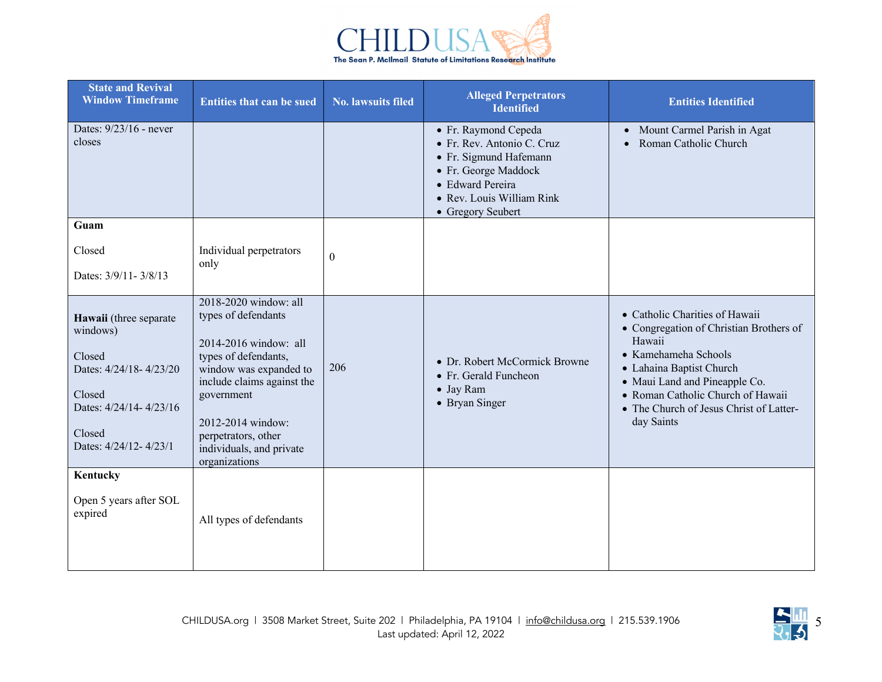| State and Revival Window Timeframe | Entities that can be sued | No. lawsuits filed | Alleged Perpetrators Identified | Entities Identified |
| --- | --- | --- | --- | --- |
| Dates: 9/23/16 - never closes | | | • Fr. Raymond Cepeda<br>• Fr. Rev. Antonio C. Cruz<br>• Fr. Sigmund Hafemann<br>• Fr. George Maddock<br>• Edward Pereira<br>• Rev. Louis William Rink<br>• Gregory Seubert | • Mount Carmel Parish in Agat<br>• Roman Catholic Church |
| **Guam**<br><br>Closed<br><br>Dates: 3/9/11- 3/8/13 | Individual perpetrators only | 0 | | |
| **Hawaii** (three separate windows)<br><br>Closed<br>Dates: 4/24/18- 4/23/20<br><br>Closed<br>Dates: 4/24/14- 4/23/16<br><br>Closed<br>Dates: 4/24/12- 4/23/1 | 2018-2020 window: all types of defendants<br><br>2014-2016 window: all types of defendants, window was expanded to include claims against the government<br><br>2012-2014 window: perpetrators, other individuals, and private organizations | 206 | • Dr. Robert McCormick Browne<br>• Fr. Gerald Funcheon<br>• Jay Ram<br>• Bryan Singer | • Catholic Charities of Hawaii<br>• Congregation of Christian Brothers of Hawaii<br>• Kamehameha Schools<br>• Lahaina Baptist Church<br>• Maui Land and Pineapple Co.<br>• Roman Catholic Church of Hawaii<br>• The Church of Jesus Christ of Latter-day Saints |
| **Kentucky**<br><br>Open 5 years after SOL expired | All types of defendants | | | |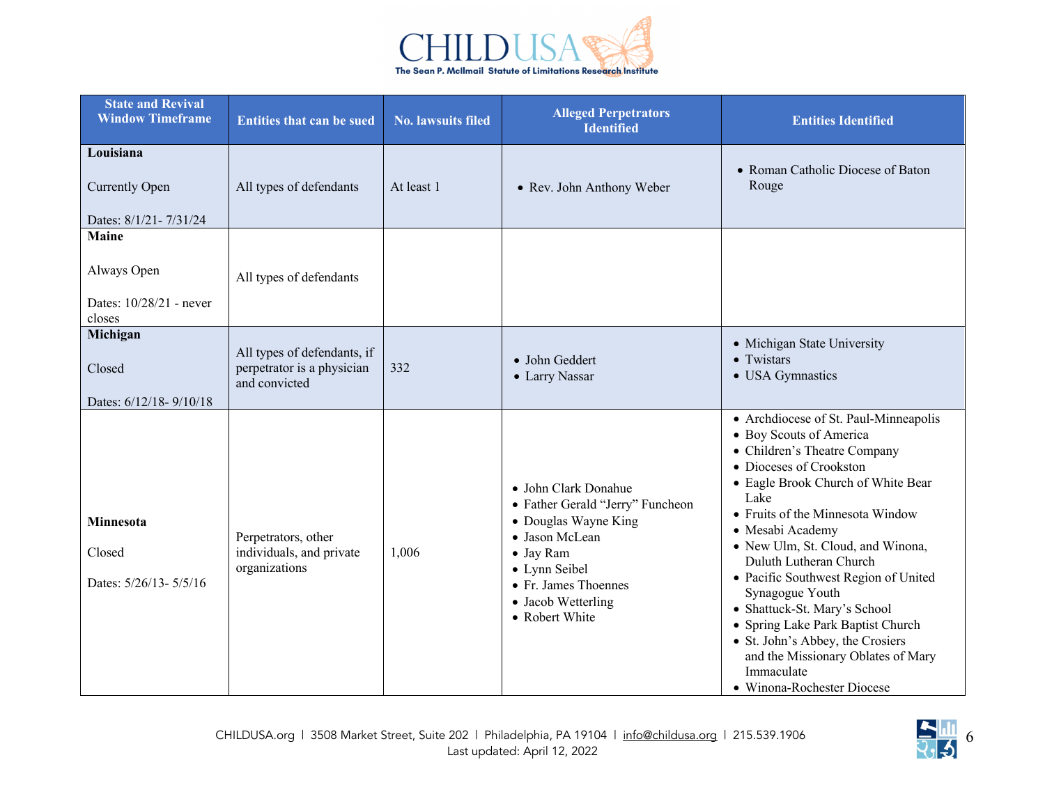| State and Revival Window Timeframe | Entities that can be sued | No. lawsuits filed | Alleged Perpetrators Identified | Entities Identified |
|---|---|---|---|---|
| **Louisiana**<br><br>Currently Open<br><br>Dates: 8/1/21- 7/31/24 | All types of defendants | At least 1 | • Rev. John Anthony Weber | • Roman Catholic Diocese of Baton Rouge |
| **Maine**<br><br>Always Open<br><br>Dates: 10/28/21 - never closes | All types of defendants | | | |
| **Michigan**<br><br>Closed<br><br>Dates: 6/12/18- 9/10/18 | All types of defendants, if perpetrator is a physician and convicted | 332 | • John Geddert<br>• Larry Nassar | • Michigan State University<br>• Twistars<br>• USA Gymnastics |
| **Minnesota**<br><br>Closed<br><br>Dates: 5/26/13- 5/5/16 | Perpetrators, other individuals, and private organizations | 1,006 | • John Clark Donahue<br>• Father Gerald "Jerry" Funcheon<br>• Douglas Wayne King<br>• Jason McLean<br>• Jay Ram<br>• Lynn Seibel<br>• Fr. James Thoennes<br>• Jacob Wetterling<br>• Robert White | • Archdiocese of St. Paul-Minneapolis<br>• Boy Scouts of America<br>• Children's Theatre Company<br>• Dioceses of Crookston<br>• Eagle Brook Church of White Bear Lake<br>• Fruits of the Minnesota Window<br>• Mesabi Academy<br>• New Ulm, St. Cloud, and Winona, Duluth Lutheran Church<br>• Pacific Southwest Region of United Synagogue Youth<br>• Shattuck-St. Mary's School<br>• Spring Lake Park Baptist Church<br>• St. John's Abbey, the Crosiers and the Missionary Oblates of Mary Immaculate<br>• Winona-Rochester Diocese |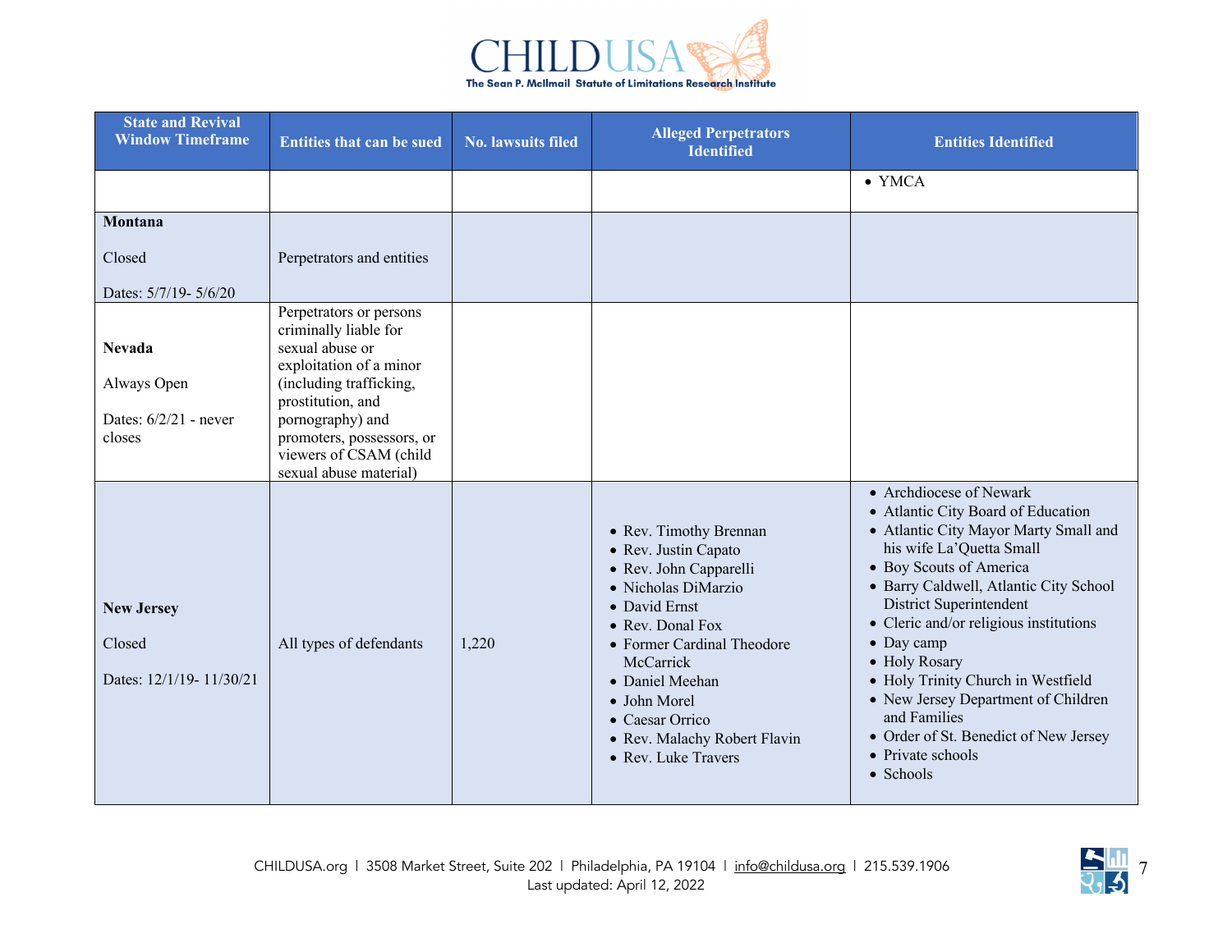| State and Revival Window Timeframe | Entities that can be sued | No. lawsuits filed | Alleged Perpetrators Identified | Entities Identified |
| --- | --- | --- | --- | --- |
| | | | | • YMCA |
| **Montana**<br><br>Closed<br><br>Dates: 5/7/19- 5/6/20 | Perpetrators and entities | | | |
| **Nevada**<br><br>Always Open<br><br>Dates: 6/2/21 - never closes | Perpetrators or persons criminally liable for sexual abuse or exploitation of a minor (including trafficking, prostitution, and pornography) and promoters, possessors, or viewers of CSAM (child sexual abuse material) | | | |
| **New Jersey**<br><br>Closed<br><br>Dates: 12/1/19- 11/30/21 | All types of defendants | 1,220 | • Rev. Timothy Brennan<br>• Rev. Justin Capato<br>• Rev. John Capparelli<br>• Nicholas DiMarzio<br>• David Ernst<br>• Rev. Donal Fox<br>• Former Cardinal Theodore McCarrick<br>• Daniel Meehan<br>• John Morel<br>• Caesar Orrico<br>• Rev. Malachy Robert Flavin<br>• Rev. Luke Travers | • Archdiocese of Newark<br>• Atlantic City Board of Education<br>• Atlantic City Mayor Marty Small and his wife La'Quetta Small<br>• Boy Scouts of America<br>• Barry Caldwell, Atlantic City School District Superintendent<br>• Cleric and/or religious institutions<br>• Day camp<br>• Holy Rosary<br>• Holy Trinity Church in Westfield<br>• New Jersey Department of Children and Families<br>• Order of St. Benedict of New Jersey<br>• Private schools<br>• Schools |

CHILDUSA.org | 3508 Market Street, Suite 202 | Philadelphia, PA 19104 | info@childusa.org | 215.539.1906
Last updated: April 12, 2022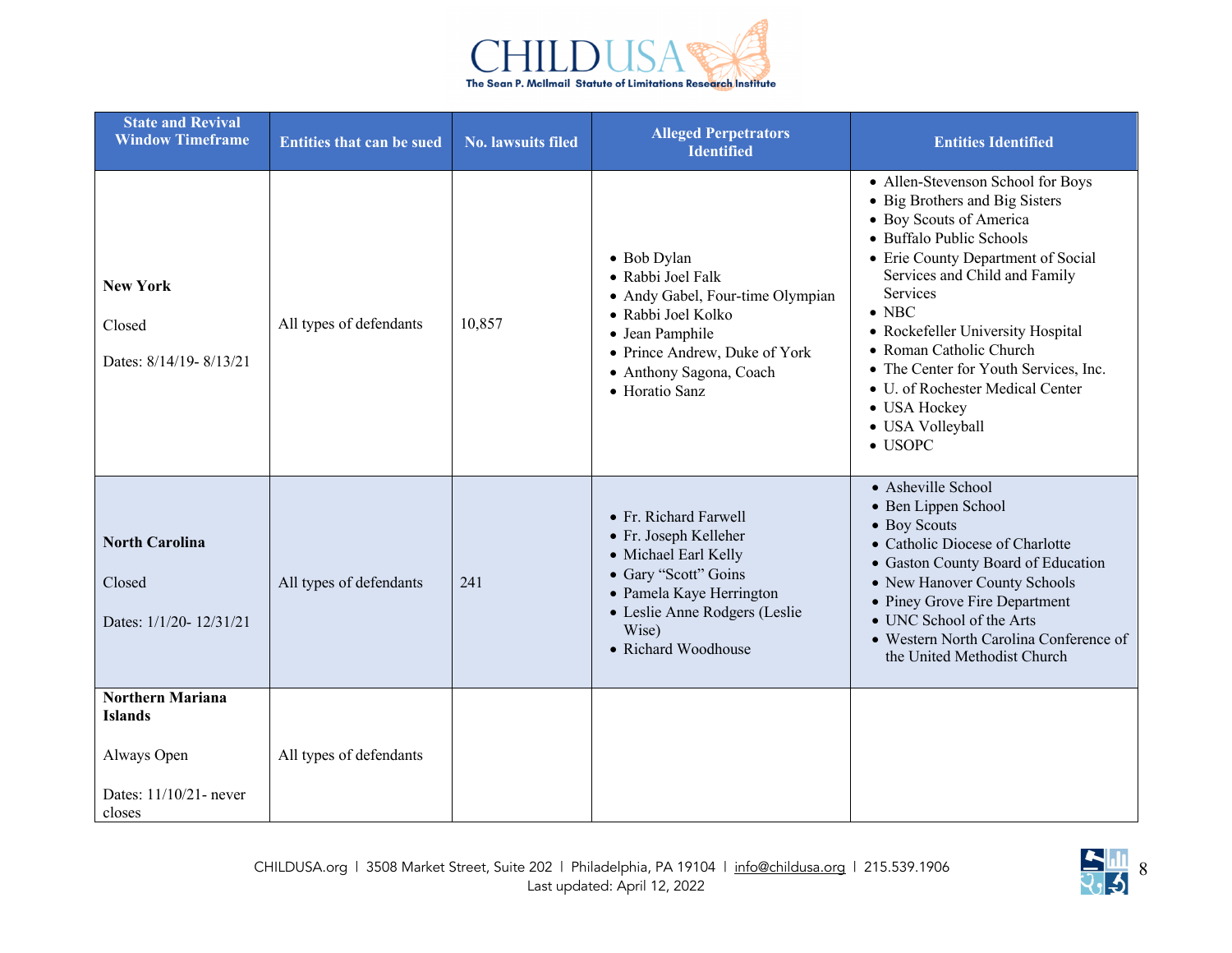| State and Revival Window Timeframe | Entities that can be sued | No. lawsuits filed | Alleged Perpetrators Identified | Entities Identified |
|---|---|---|---|---|
| **New York**<br><br>Closed<br><br>Dates: 8/14/19- 8/13/21 | All types of defendants | 10,857 | • Bob Dylan<br>• Rabbi Joel Falk<br>• Andy Gabel, Four-time Olympian<br>• Rabbi Joel Kolko<br>• Jean Pamphile<br>• Prince Andrew, Duke of York<br>• Anthony Sagona, Coach<br>• Horatio Sanz | • Allen-Stevenson School for Boys<br>• Big Brothers and Big Sisters<br>• Boy Scouts of America<br>• Buffalo Public Schools<br>• Erie County Department of Social Services and Child and Family Services<br>• NBC<br>• Rockefeller University Hospital<br>• Roman Catholic Church<br>• The Center for Youth Services, Inc.<br>• U. of Rochester Medical Center<br>• USA Hockey<br>• USA Volleyball<br>• USOPC |
| **North Carolina**<br><br>Closed<br><br>Dates: 1/1/20- 12/31/21 | All types of defendants | 241 | • Fr. Richard Farwell<br>• Fr. Joseph Kelleher<br>• Michael Earl Kelly<br>• Gary "Scott" Goins<br>• Pamela Kaye Herrington<br>• Leslie Anne Rodgers (Leslie Wise)<br>• Richard Woodhouse | • Asheville School<br>• Ben Lippen School<br>• Boy Scouts<br>• Catholic Diocese of Charlotte<br>• Gaston County Board of Education<br>• New Hanover County Schools<br>• Piney Grove Fire Department<br>• UNC School of the Arts<br>• Western North Carolina Conference of the United Methodist Church |
| **Northern Mariana Islands**<br><br>Always Open<br><br>Dates: 11/10/21- never closes | All types of defendants | | | |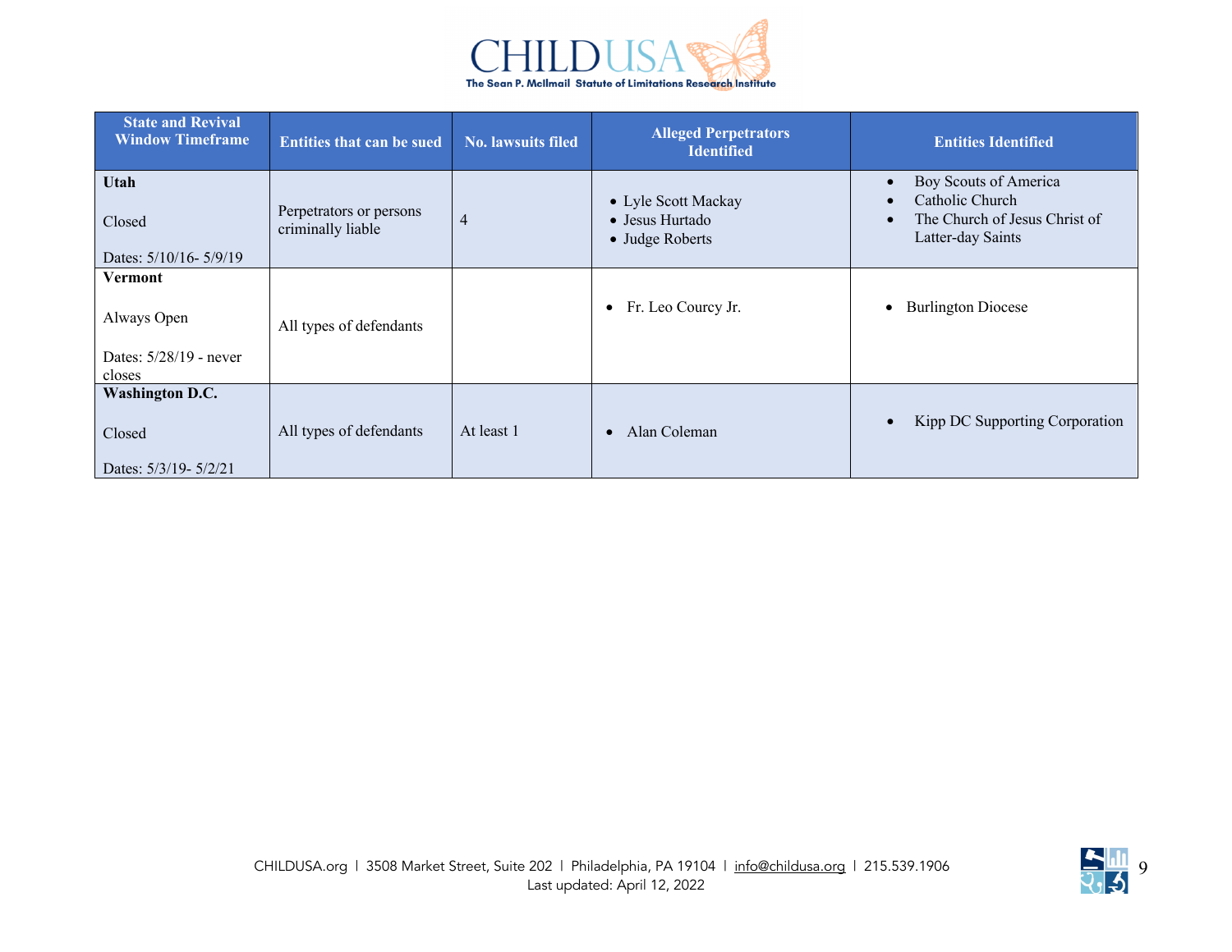| State and Revival Window Timeframe | Entities that can be sued | No. lawsuits filed | Alleged Perpetrators Identified | Entities Identified |
|---|---|---|---|---|
| **Utah**<br><br>Closed<br><br>Dates: 5/10/16- 5/9/19 | Perpetrators or persons criminally liable | 4 | • Lyle Scott Mackay<br>• Jesus Hurtado<br>• Judge Roberts | • Boy Scouts of America<br>• Catholic Church<br>• The Church of Jesus Christ of Latter-day Saints |
| **Vermont**<br><br>Always Open<br><br>Dates: 5/28/19 - never closes | All types of defendants | | • Fr. Leo Courcy Jr. | • Burlington Diocese |
| **Washington D.C.**<br><br>Closed<br><br>Dates: 5/3/19- 5/2/21 | All types of defendants | At least 1 | • Alan Coleman | • Kipp DC Supporting Corporation |